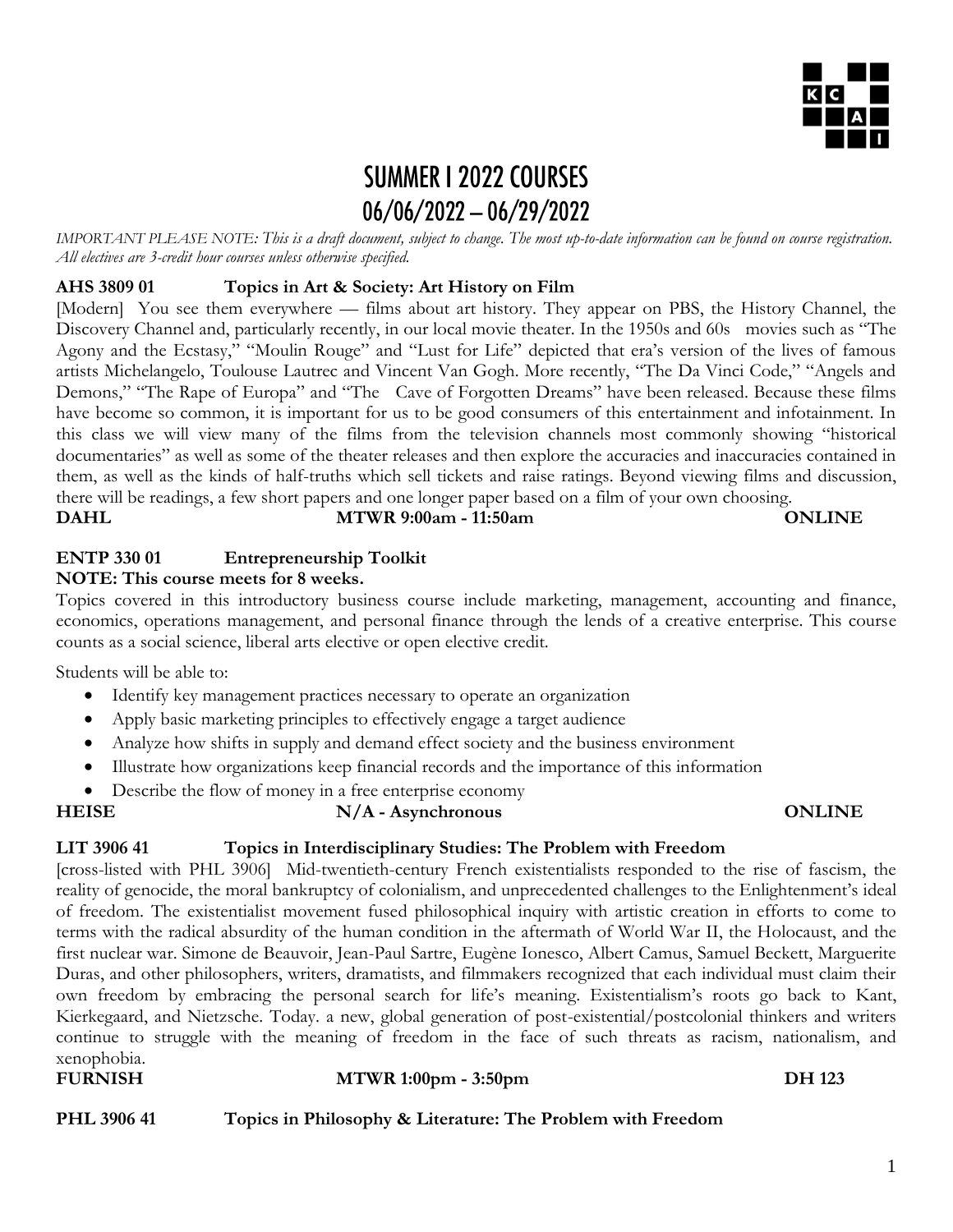# SUMMER I 2022 COURSES
## 06/06/2022 – 06/29/2022

*IMPORTANT PLEASE NOTE: This is a draft document, subject to change. The most up-to-date information can be found on course registration. All electives are 3-credit hour courses unless otherwise specified.*

### AHS 3809 01 Topics in Art & Society: Art History on Film

[Modern] You see them everywhere — films about art history. They appear on PBS, the History Channel, the Discovery Channel and, particularly recently, in our local movie theater. In the 1950s and 60s movies such as "The Agony and the Ecstasy," "Moulin Rouge" and "Lust for Life" depicted that era's version of the lives of famous artists Michelangelo, Toulouse Lautrec and Vincent Van Gogh. More recently, "The Da Vinci Code," "Angels and Demons," "The Rape of Europa" and "The Cave of Forgotten Dreams" have been released. Because these films have become so common, it is important for us to be good consumers of this entertainment and infotainment. In this class we will view many of the films from the television channels most commonly showing "historical documentaries" as well as some of the theater releases and then explore the accuracies and inaccuracies contained in them, as well as the kinds of half-truths which sell tickets and raise ratings. Beyond viewing films and discussion, there will be readings, a few short papers and one longer paper based on a film of your own choosing.

**DAHL** **MTWR 9:00am - 11:50am** **ONLINE**

### ENTP 330 01 Entrepreneurship Toolkit

**NOTE: This course meets for 8 weeks.**

Topics covered in this introductory business course include marketing, management, accounting and finance, economics, operations management, and personal finance through the lends of a creative enterprise. This course counts as a social science, liberal arts elective or open elective credit.

Students will be able to:

- Identify key management practices necessary to operate an organization
- Apply basic marketing principles to effectively engage a target audience
- Analyze how shifts in supply and demand effect society and the business environment
- Illustrate how organizations keep financial records and the importance of this information
- Describe the flow of money in a free enterprise economy

**HEISE** **N/A - Asynchronous** **ONLINE**

### LIT 3906 41 Topics in Interdisciplinary Studies: The Problem with Freedom

[cross-listed with PHL 3906] Mid-twentieth-century French existentialists responded to the rise of fascism, the reality of genocide, the moral bankruptcy of colonialism, and unprecedented challenges to the Enlightenment's ideal of freedom. The existentialist movement fused philosophical inquiry with artistic creation in efforts to come to terms with the radical absurdity of the human condition in the aftermath of World War II, the Holocaust, and the first nuclear war. Simone de Beauvoir, Jean-Paul Sartre, Eugène Ionesco, Albert Camus, Samuel Beckett, Marguerite Duras, and other philosophers, writers, dramatists, and filmmakers recognized that each individual must claim their own freedom by embracing the personal search for life's meaning. Existentialism's roots go back to Kant, Kierkegaard, and Nietzsche. Today. a new, global generation of post-existential/postcolonial thinkers and writers continue to struggle with the meaning of freedom in the face of such threats as racism, nationalism, and xenophobia.

**FURNISH** **MTWR 1:00pm - 3:50pm** **DH 123**

### PHL 3906 41 Topics in Philosophy & Literature: The Problem with Freedom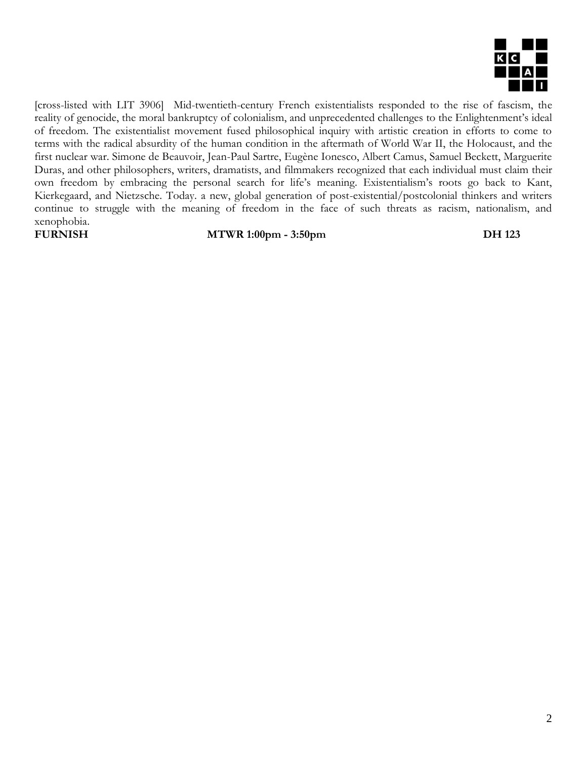[cross-listed with LIT 3906] Mid-twentieth-century French existentialists responded to the rise of fascism, the reality of genocide, the moral bankruptcy of colonialism, and unprecedented challenges to the Enlightenment's ideal of freedom. The existentialist movement fused philosophical inquiry with artistic creation in efforts to come to terms with the radical absurdity of the human condition in the aftermath of World War II, the Holocaust, and the first nuclear war. Simone de Beauvoir, Jean-Paul Sartre, Eugène Ionesco, Albert Camus, Samuel Beckett, Marguerite Duras, and other philosophers, writers, dramatists, and filmmakers recognized that each individual must claim their own freedom by embracing the personal search for life's meaning. Existentialism's roots go back to Kant, Kierkegaard, and Nietzsche. Today. a new, global generation of post-existential/postcolonial thinkers and writers continue to struggle with the meaning of freedom in the face of such threats as racism, nationalism, and xenophobia.

**FURNISH** **MTWR 1:00pm - 3:50pm** **DH 123**